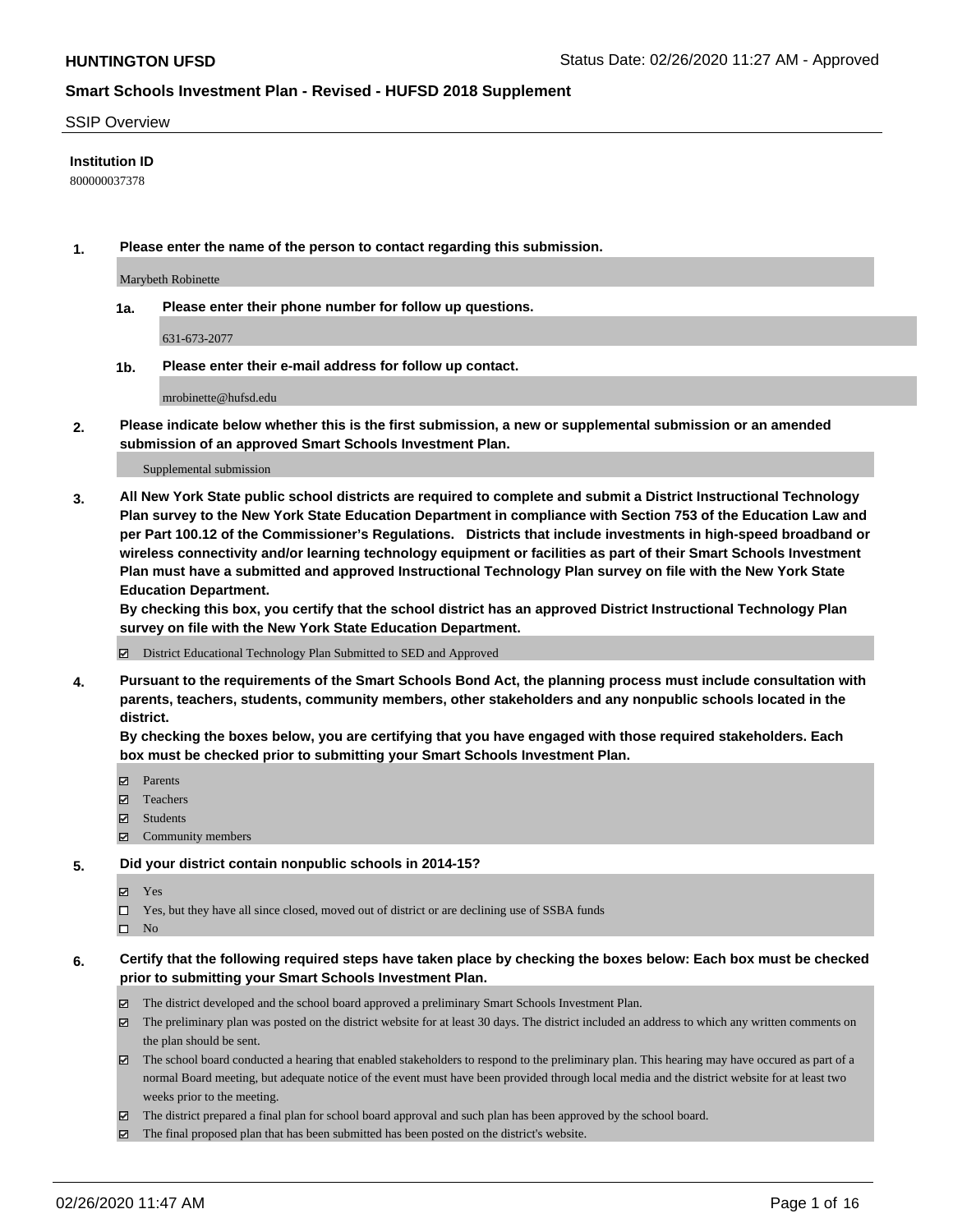**HUNTINGTON UFSD** Status Date: 02/26/2020 11:27 AM - Approved

## Smart Schools Investment Plan - Revised - HUFSD 2018 Supplement

SSIP Overview

**Institution ID**

800000037378

**1. Please enter the name of the person to contact regarding this submission.**

Marybeth Robinette

**1a. Please enter their phone number for follow up questions.**

631-673-2077

**1b. Please enter their e-mail address for follow up contact.**

mrobinette@hufsd.edu

**2. Please indicate below whether this is the first submission, a new or supplemental submission or an amended submission of an approved Smart Schools Investment Plan.**

Supplemental submission

**3. All New York State public school districts are required to complete and submit a District Instructional Technology Plan survey to the New York State Education Department in compliance with Section 753 of the Education Law and per Part 100.12 of the Commissioner's Regulations. Districts that include investments in high-speed broadband or wireless connectivity and/or learning technology equipment or facilities as part of their Smart Schools Investment Plan must have a submitted and approved Instructional Technology Plan survey on file with the New York State Education Department.**

**By checking this box, you certify that the school district has an approved District Instructional Technology Plan survey on file with the New York State Education Department.**

- ☑ District Educational Technology Plan Submitted to SED and Approved

**4. Pursuant to the requirements of the Smart Schools Bond Act, the planning process must include consultation with parents, teachers, students, community members, other stakeholders and any nonpublic schools located in the district.**

**By checking the boxes below, you are certifying that you have engaged with those required stakeholders. Each box must be checked prior to submitting your Smart Schools Investment Plan.**

- ☑ Parents
- ☑ Teachers
- ☑ Students
- ☑ Community members

**5. Did your district contain nonpublic schools in 2014-15?**

- ☑ Yes
- ☐ Yes, but they have all since closed, moved out of district or are declining use of SSBA funds
- ☐ No

**6. Certify that the following required steps have taken place by checking the boxes below: Each box must be checked prior to submitting your Smart Schools Investment Plan.**

- ☑ The district developed and the school board approved a preliminary Smart Schools Investment Plan.
- ☑ The preliminary plan was posted on the district website for at least 30 days. The district included an address to which any written comments on the plan should be sent.
- ☑ The school board conducted a hearing that enabled stakeholders to respond to the preliminary plan. This hearing may have occured as part of a normal Board meeting, but adequate notice of the event must have been provided through local media and the district website for at least two weeks prior to the meeting.
- ☑ The district prepared a final plan for school board approval and such plan has been approved by the school board.
- ☑ The final proposed plan that has been submitted has been posted on the district's website.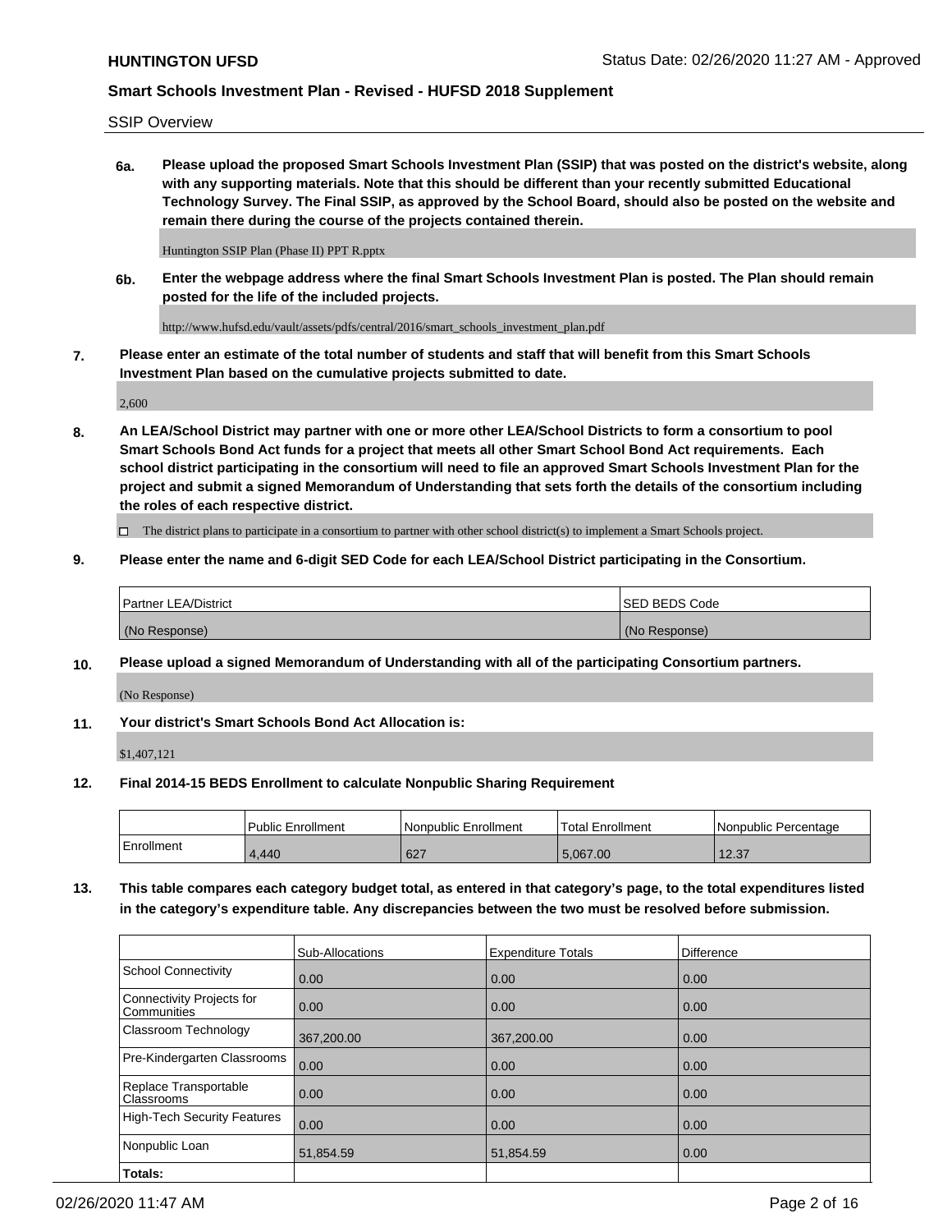SSIP Overview

**6a. Please upload the proposed Smart Schools Investment Plan (SSIP) that was posted on the district's website, along with any supporting materials. Note that this should be different than your recently submitted Educational Technology Survey. The Final SSIP, as approved by the School Board, should also be posted on the website and remain there during the course of the projects contained therein.**

Huntington SSIP Plan (Phase II) PPT R.pptx

**6b. Enter the webpage address where the final Smart Schools Investment Plan is posted. The Plan should remain posted for the life of the included projects.**

http://www.hufsd.edu/vault/assets/pdfs/central/2016/smart_schools_investment_plan.pdf

**7. Please enter an estimate of the total number of students and staff that will benefit from this Smart Schools Investment Plan based on the cumulative projects submitted to date.**

2,600

**8. An LEA/School District may partner with one or more other LEA/School Districts to form a consortium to pool Smart Schools Bond Act funds for a project that meets all other Smart School Bond Act requirements. Each school district participating in the consortium will need to file an approved Smart Schools Investment Plan for the project and submit a signed Memorandum of Understanding that sets forth the details of the consortium including the roles of each respective district.**

☐ The district plans to participate in a consortium to partner with other school district(s) to implement a Smart Schools project.

**9. Please enter the name and 6-digit SED Code for each LEA/School District participating in the Consortium.**

| Partner LEA/District | SED BEDS Code |
|---|---|
| (No Response) | (No Response) |

**10. Please upload a signed Memorandum of Understanding with all of the participating Consortium partners.**

(No Response)

**11. Your district's Smart Schools Bond Act Allocation is:**

$1,407,121

**12. Final 2014-15 BEDS Enrollment to calculate Nonpublic Sharing Requirement**

| | Public Enrollment | Nonpublic Enrollment | Total Enrollment | Nonpublic Percentage |
|---|---|---|---|---|
| Enrollment | 4,440 | 627 | 5,067.00 | 12.37 |

**13. This table compares each category budget total, as entered in that category's page, to the total expenditures listed in the category's expenditure table. Any discrepancies between the two must be resolved before submission.**

| | Sub-Allocations | Expenditure Totals | Difference |
|---|---|---|---|
| School Connectivity | 0.00 | 0.00 | 0.00 |
| Connectivity Projects for Communities | 0.00 | 0.00 | 0.00 |
| Classroom Technology | 367,200.00 | 367,200.00 | 0.00 |
| Pre-Kindergarten Classrooms | 0.00 | 0.00 | 0.00 |
| Replace Transportable Classrooms | 0.00 | 0.00 | 0.00 |
| High-Tech Security Features | 0.00 | 0.00 | 0.00 |
| Nonpublic Loan | 51,854.59 | 51,854.59 | 0.00 |
| **Totals:** | | | |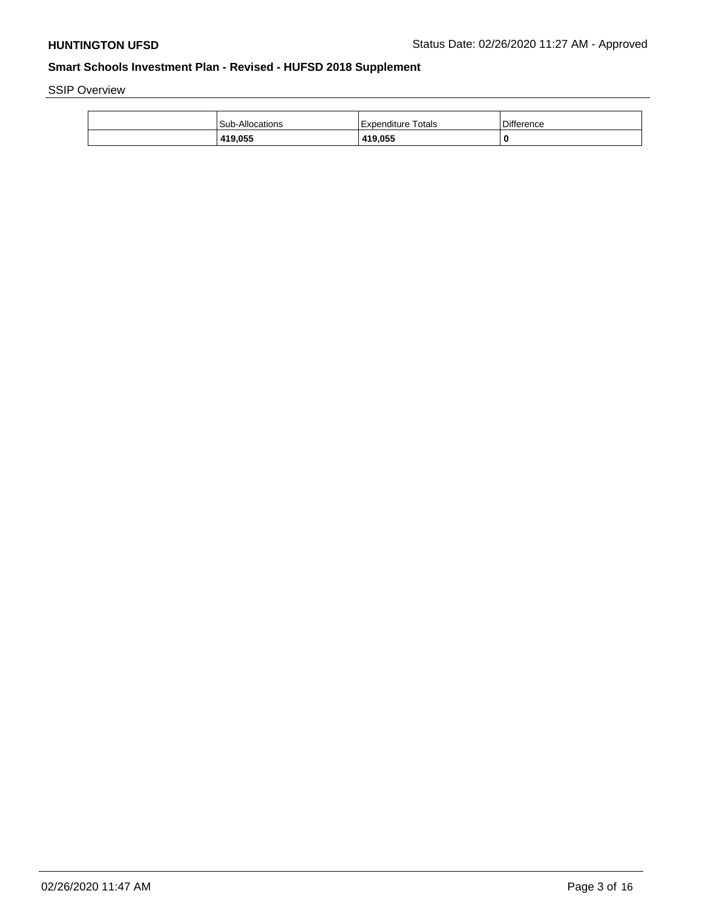SSIP Overview

| | Sub-Allocations | Expenditure Totals | Difference |
|---|---|---|---|
| | **419,055** | **419,055** | **0** |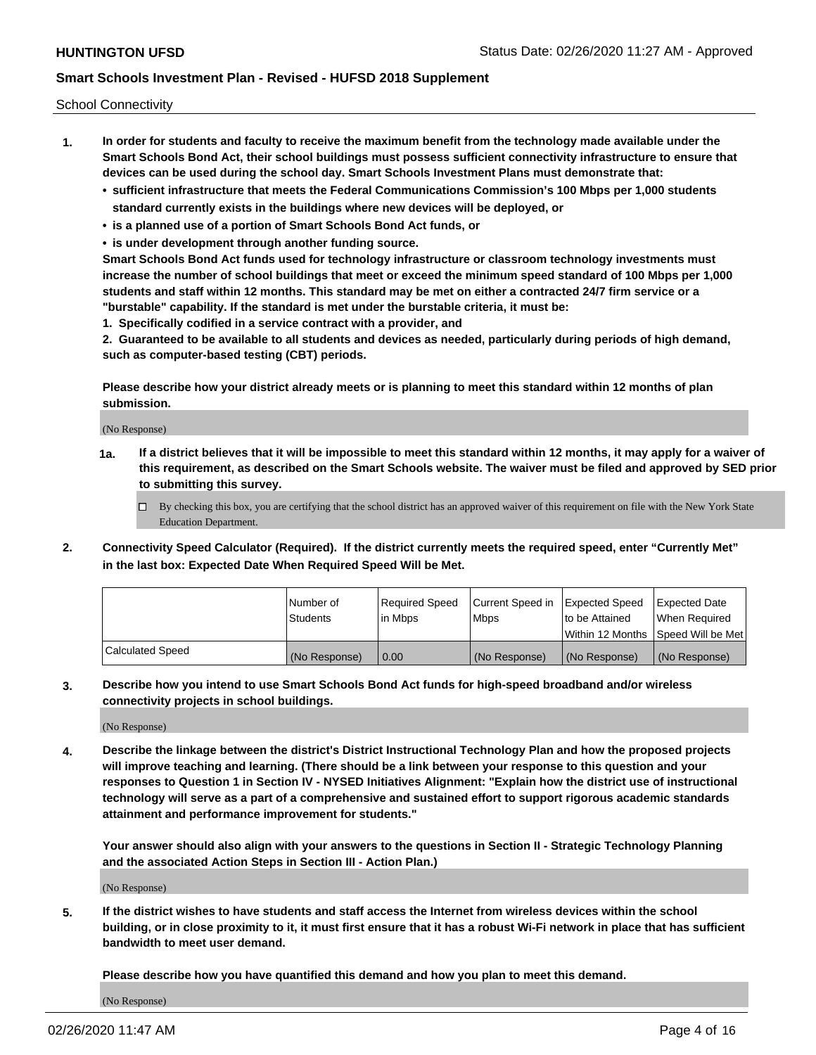School Connectivity

1. **In order for students and faculty to receive the maximum benefit from the technology made available under the Smart Schools Bond Act, their school buildings must possess sufficient connectivity infrastructure to ensure that devices can be used during the school day. Smart Schools Investment Plans must demonstrate that:**
   - **sufficient infrastructure that meets the Federal Communications Commission's 100 Mbps per 1,000 students standard currently exists in the buildings where new devices will be deployed, or**
   - **is a planned use of a portion of Smart Schools Bond Act funds, or**
   - **is under development through another funding source.**

   **Smart Schools Bond Act funds used for technology infrastructure or classroom technology investments must increase the number of school buildings that meet or exceed the minimum speed standard of 100 Mbps per 1,000 students and staff within 12 months. This standard may be met on either a contracted 24/7 firm service or a "burstable" capability. If the standard is met under the burstable criteria, it must be:**

   **1. Specifically codified in a service contract with a provider, and**

   **2. Guaranteed to be available to all students and devices as needed, particularly during periods of high demand, such as computer-based testing (CBT) periods.**

   **Please describe how your district already meets or is planning to meet this standard within 12 months of plan submission.**

   (No Response)

   **1a.** **If a district believes that it will be impossible to meet this standard within 12 months, it may apply for a waiver of this requirement, as described on the Smart Schools website. The waiver must be filed and approved by SED prior to submitting this survey.**

   ☐ By checking this box, you are certifying that the school district has an approved waiver of this requirement on file with the New York State Education Department.

2. **Connectivity Speed Calculator (Required). If the district currently meets the required speed, enter "Currently Met" in the last box: Expected Date When Required Speed Will be Met.**

| | Number of Students | Required Speed in Mbps | Current Speed in Mbps | Expected Speed to be Attained Within 12 Months | Expected Date When Required Speed Will be Met |
|---|---|---|---|---|---|
| Calculated Speed | (No Response) | 0.00 | (No Response) | (No Response) | (No Response) |

3. **Describe how you intend to use Smart Schools Bond Act funds for high-speed broadband and/or wireless connectivity projects in school buildings.**

   (No Response)

4. **Describe the linkage between the district's District Instructional Technology Plan and how the proposed projects will improve teaching and learning. (There should be a link between your response to this question and your responses to Question 1 in Section IV - NYSED Initiatives Alignment: "Explain how the district use of instructional technology will serve as a part of a comprehensive and sustained effort to support rigorous academic standards attainment and performance improvement for students."**

   **Your answer should also align with your answers to the questions in Section II - Strategic Technology Planning and the associated Action Steps in Section III - Action Plan.)**

   (No Response)

5. **If the district wishes to have students and staff access the Internet from wireless devices within the school building, or in close proximity to it, it must first ensure that it has a robust Wi-Fi network in place that has sufficient bandwidth to meet user demand.**

   **Please describe how you have quantified this demand and how you plan to meet this demand.**

   (No Response)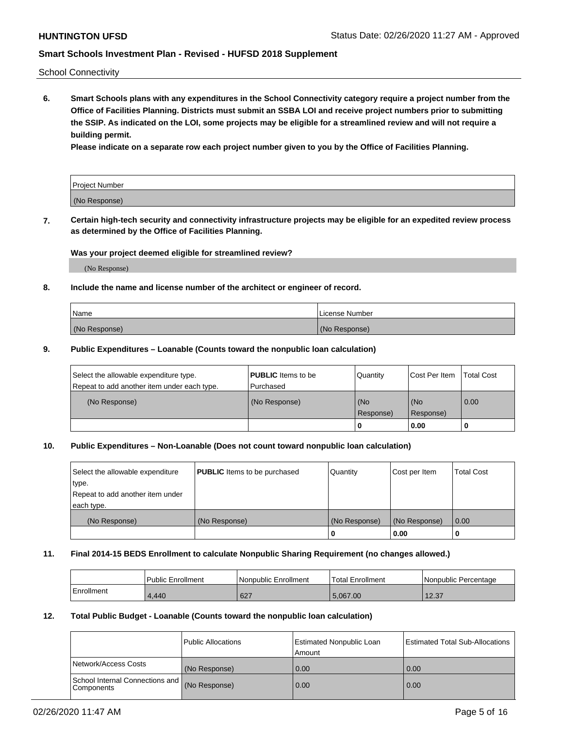School Connectivity

**6. Smart Schools plans with any expenditures in the School Connectivity category require a project number from the Office of Facilities Planning. Districts must submit an SSBA LOI and receive project numbers prior to submitting the SSIP. As indicated on the LOI, some projects may be eligible for a streamlined review and will not require a building permit.**

**Please indicate on a separate row each project number given to you by the Office of Facilities Planning.**

| Project Number |
|---|
| (No Response) |

**7. Certain high-tech security and connectivity infrastructure projects may be eligible for an expedited review process as determined by the Office of Facilities Planning.**

**Was your project deemed eligible for streamlined review?**

(No Response)

**8. Include the name and license number of the architect or engineer of record.**

| Name | License Number |
|---|---|
| (No Response) | (No Response) |

**9. Public Expenditures – Loanable (Counts toward the nonpublic loan calculation)**

| Select the allowable expenditure type. Repeat to add another item under each type. | **PUBLIC** Items to be Purchased | Quantity | Cost Per Item | Total Cost |
|---|---|---|---|---|
| (No Response) | (No Response) | (No Response) | (No Response) | 0.00 |
| | | 0 | 0.00 | 0 |

**10. Public Expenditures – Non-Loanable (Does not count toward nonpublic loan calculation)**

| Select the allowable expenditure type. Repeat to add another item under each type. | **PUBLIC** Items to be purchased | Quantity | Cost per Item | Total Cost |
|---|---|---|---|---|
| (No Response) | (No Response) | (No Response) | (No Response) | 0.00 |
| | | 0 | 0.00 | 0 |

**11. Final 2014-15 BEDS Enrollment to calculate Nonpublic Sharing Requirement (no changes allowed.)**

| | Public Enrollment | Nonpublic Enrollment | Total Enrollment | Nonpublic Percentage |
|---|---|---|---|---|
| Enrollment | 4,440 | 627 | 5,067.00 | 12.37 |

**12. Total Public Budget - Loanable (Counts toward the nonpublic loan calculation)**

| | Public Allocations | Estimated Nonpublic Loan Amount | Estimated Total Sub-Allocations |
|---|---|---|---|
| Network/Access Costs | (No Response) | 0.00 | 0.00 |
| School Internal Connections and Components | (No Response) | 0.00 | 0.00 |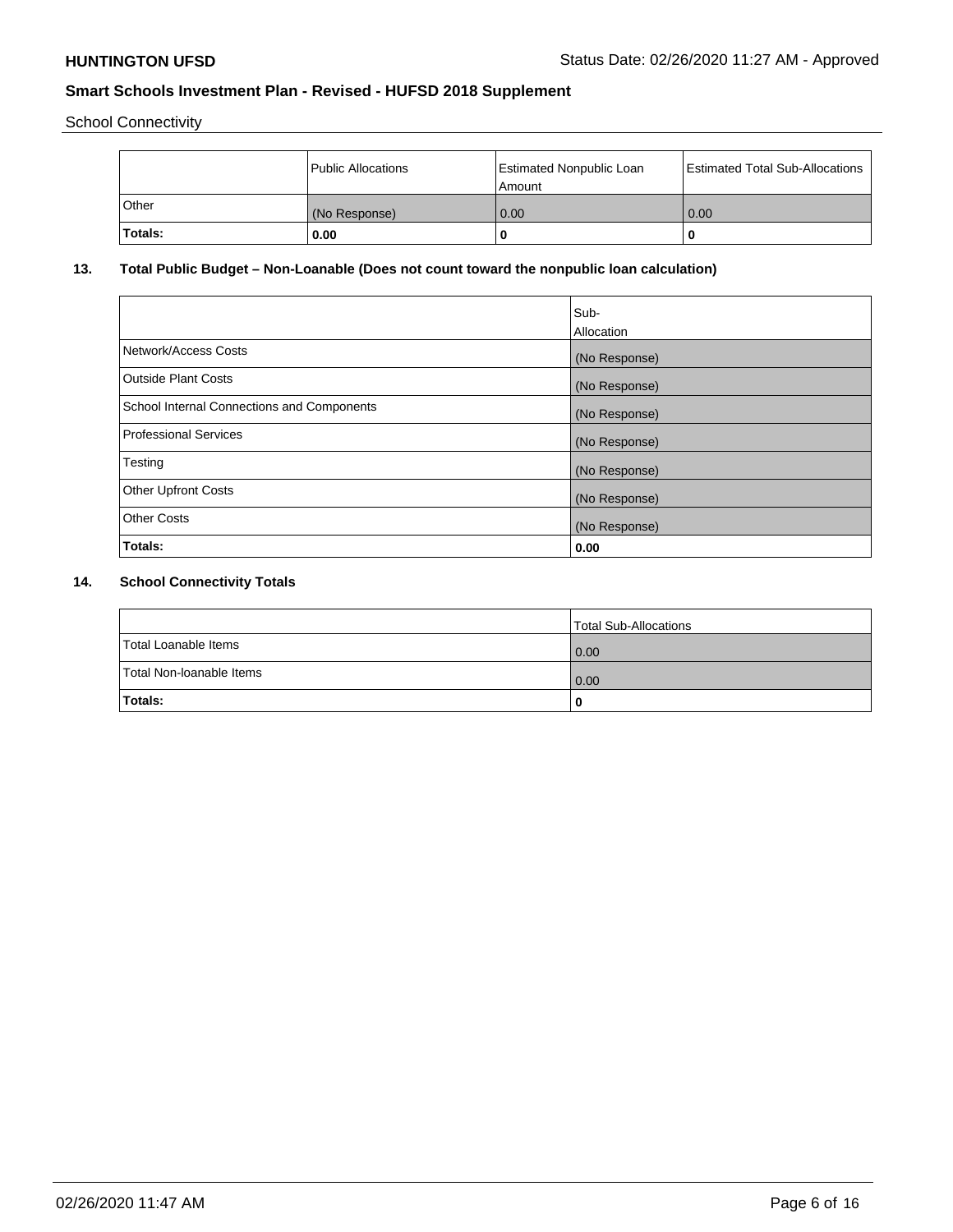School Connectivity

| | Public Allocations | Estimated Nonpublic Loan Amount | Estimated Total Sub-Allocations |
|---|---|---|---|
| Other | (No Response) | 0.00 | 0.00 |
| **Totals:** | **0.00** | **0** | **0** |

## 13. Total Public Budget – Non-Loanable (Does not count toward the nonpublic loan calculation)

| | Sub-Allocation |
|---|---|
| Network/Access Costs | (No Response) |
| Outside Plant Costs | (No Response) |
| School Internal Connections and Components | (No Response) |
| Professional Services | (No Response) |
| Testing | (No Response) |
| Other Upfront Costs | (No Response) |
| Other Costs | (No Response) |
| **Totals:** | **0.00** |

## 14. School Connectivity Totals

| | Total Sub-Allocations |
|---|---|
| Total Loanable Items | 0.00 |
| Total Non-loanable Items | 0.00 |
| **Totals:** | **0** |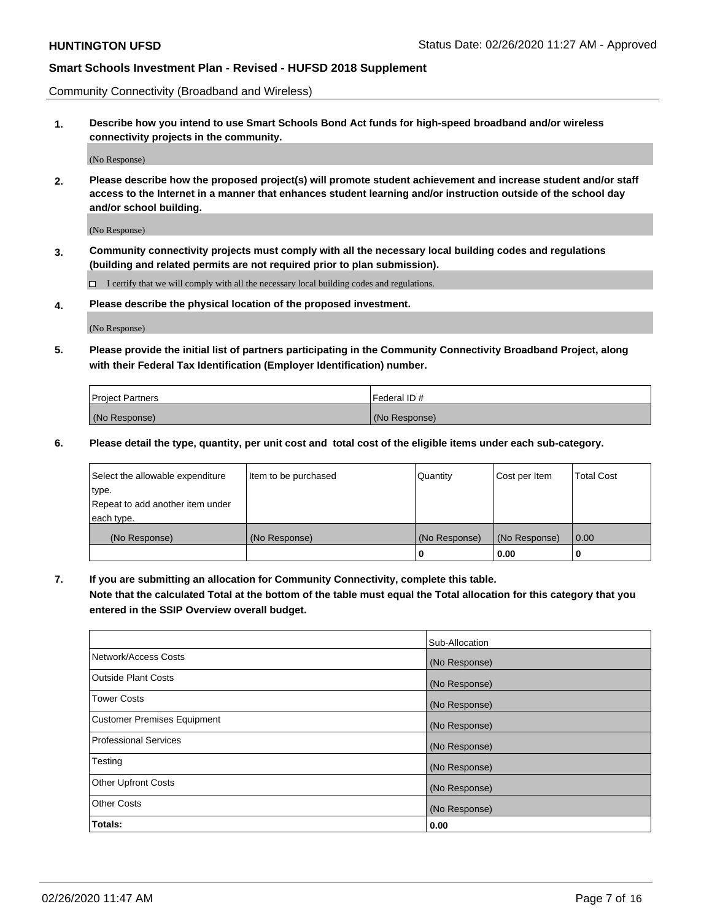Community Connectivity (Broadband and Wireless)

**1. Describe how you intend to use Smart Schools Bond Act funds for high-speed broadband and/or wireless connectivity projects in the community.**

(No Response)

**2. Please describe how the proposed project(s) will promote student achievement and increase student and/or staff access to the Internet in a manner that enhances student learning and/or instruction outside of the school day and/or school building.**

(No Response)

**3. Community connectivity projects must comply with all the necessary local building codes and regulations (building and related permits are not required prior to plan submission).**

☐ I certify that we will comply with all the necessary local building codes and regulations.

**4. Please describe the physical location of the proposed investment.**

(No Response)

**5. Please provide the initial list of partners participating in the Community Connectivity Broadband Project, along with their Federal Tax Identification (Employer Identification) number.**

| Project Partners | Federal ID # |
|---|---|
| (No Response) | (No Response) |

**6. Please detail the type, quantity, per unit cost and total cost of the eligible items under each sub-category.**

| Select the allowable expenditure type. Repeat to add another item under each type. | Item to be purchased | Quantity | Cost per Item | Total Cost |
|---|---|---|---|---|
| (No Response) | (No Response) | (No Response) | (No Response) | 0.00 |
| | | **0** | **0.00** | **0** |

**7. If you are submitting an allocation for Community Connectivity, complete this table. Note that the calculated Total at the bottom of the table must equal the Total allocation for this category that you entered in the SSIP Overview overall budget.**

| | Sub-Allocation |
|---|---|
| Network/Access Costs | (No Response) |
| Outside Plant Costs | (No Response) |
| Tower Costs | (No Response) |
| Customer Premises Equipment | (No Response) |
| Professional Services | (No Response) |
| Testing | (No Response) |
| Other Upfront Costs | (No Response) |
| Other Costs | (No Response) |
| **Totals:** | **0.00** |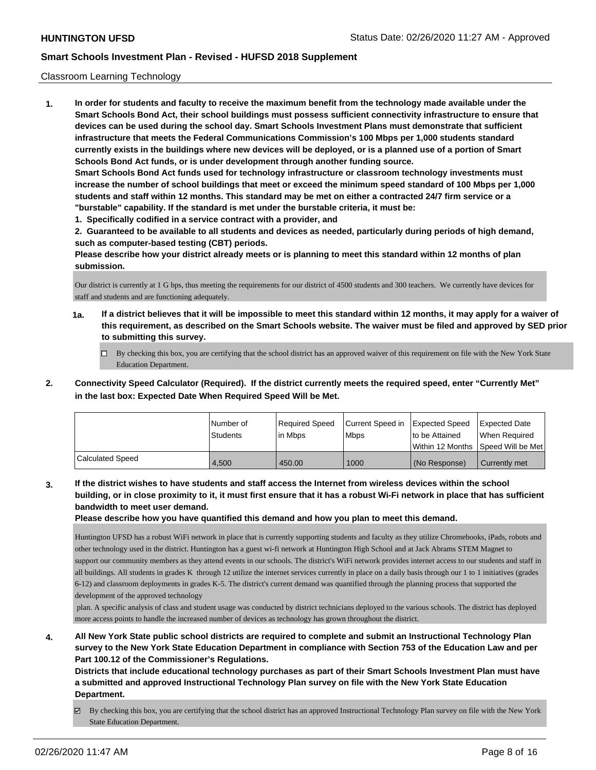Classroom Learning Technology

**1. In order for students and faculty to receive the maximum benefit from the technology made available under the Smart Schools Bond Act, their school buildings must possess sufficient connectivity infrastructure to ensure that devices can be used during the school day. Smart Schools Investment Plans must demonstrate that sufficient infrastructure that meets the Federal Communications Commission's 100 Mbps per 1,000 students standard currently exists in the buildings where new devices will be deployed, or is a planned use of a portion of Smart Schools Bond Act funds, or is under development through another funding source.**

**Smart Schools Bond Act funds used for technology infrastructure or classroom technology investments must increase the number of school buildings that meet or exceed the minimum speed standard of 100 Mbps per 1,000 students and staff within 12 months. This standard may be met on either a contracted 24/7 firm service or a "burstable" capability. If the standard is met under the burstable criteria, it must be:**

**1. Specifically codified in a service contract with a provider, and**

**2. Guaranteed to be available to all students and devices as needed, particularly during periods of high demand, such as computer-based testing (CBT) periods.**

**Please describe how your district already meets or is planning to meet this standard within 12 months of plan submission.**

Our district is currently at 1 G bps, thus meeting the requirements for our district of 4500 students and 300 teachers. We currently have devices for staff and students and are functioning adequately.

**1a. If a district believes that it will be impossible to meet this standard within 12 months, it may apply for a waiver of this requirement, as described on the Smart Schools website. The waiver must be filed and approved by SED prior to submitting this survey.**

☐ By checking this box, you are certifying that the school district has an approved waiver of this requirement on file with the New York State Education Department.

**2. Connectivity Speed Calculator (Required). If the district currently meets the required speed, enter "Currently Met" in the last box: Expected Date When Required Speed Will be Met.**

| | Number of Students | Required Speed in Mbps | Current Speed in Mbps | Expected Speed to be Attained Within 12 Months | Expected Date When Required Speed Will be Met |
|---|---|---|---|---|---|
| Calculated Speed | 4,500 | 450.00 | 1000 | (No Response) | Currently met |

**3. If the district wishes to have students and staff access the Internet from wireless devices within the school building, or in close proximity to it, it must first ensure that it has a robust Wi-Fi network in place that has sufficient bandwidth to meet user demand.**

**Please describe how you have quantified this demand and how you plan to meet this demand.**

Huntington UFSD has a robust WiFi network in place that is currently supporting students and faculty as they utilize Chromebooks, iPads, robots and other technology used in the district. Huntington has a guest wi-fi network at Huntington High School and at Jack Abrams STEM Magnet to support our community members as they attend events in our schools. The district's WiFi network provides internet access to our students and staff in all buildings. All students in grades K through 12 utilize the internet services currently in place on a daily basis through our 1 to 1 initiatives (grades 6-12) and classroom deployments in grades K-5. The district's current demand was quantified through the planning process that supported the development of the approved technology

plan. A specific analysis of class and student usage was conducted by district technicians deployed to the various schools. The district has deployed more access points to handle the increased number of devices as technology has grown throughout the district.

**4. All New York State public school districts are required to complete and submit an Instructional Technology Plan survey to the New York State Education Department in compliance with Section 753 of the Education Law and per Part 100.12 of the Commissioner's Regulations.**

**Districts that include educational technology purchases as part of their Smart Schools Investment Plan must have a submitted and approved Instructional Technology Plan survey on file with the New York State Education Department.**

☑ By checking this box, you are certifying that the school district has an approved Instructional Technology Plan survey on file with the New York State Education Department.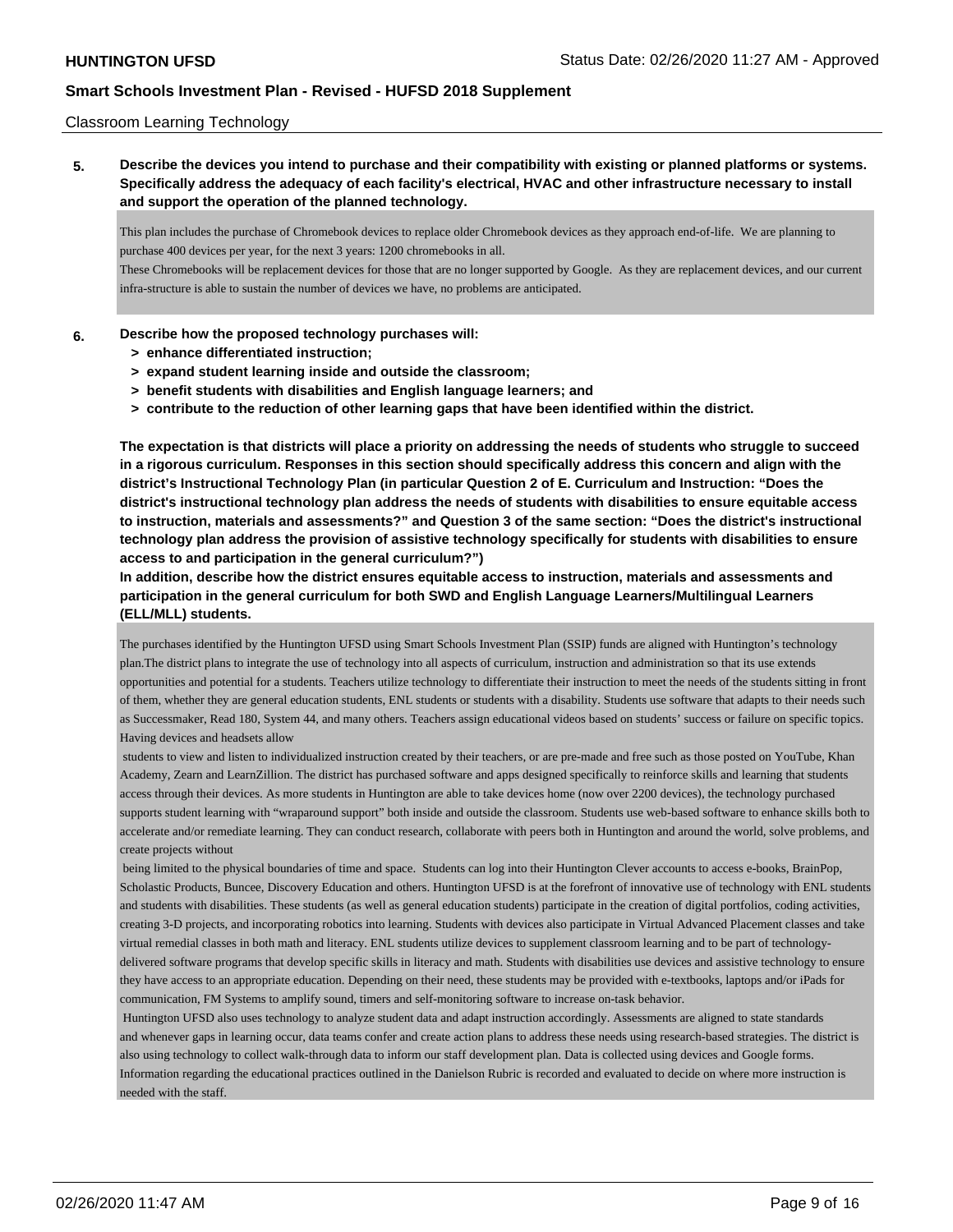Classroom Learning Technology

**5. Describe the devices you intend to purchase and their compatibility with existing or planned platforms or systems. Specifically address the adequacy of each facility's electrical, HVAC and other infrastructure necessary to install and support the operation of the planned technology.**

This plan includes the purchase of Chromebook devices to replace older Chromebook devices as they approach end-of-life. We are planning to purchase 400 devices per year, for the next 3 years: 1200 chromebooks in all.
These Chromebooks will be replacement devices for those that are no longer supported by Google. As they are replacement devices, and our current infra-structure is able to sustain the number of devices we have, no problems are anticipated.

**6. Describe how the proposed technology purchases will:**
- **> enhance differentiated instruction;**
- **> expand student learning inside and outside the classroom;**
- **> benefit students with disabilities and English language learners; and**
- **> contribute to the reduction of other learning gaps that have been identified within the district.**

**The expectation is that districts will place a priority on addressing the needs of students who struggle to succeed in a rigorous curriculum. Responses in this section should specifically address this concern and align with the district's Instructional Technology Plan (in particular Question 2 of E. Curriculum and Instruction: "Does the district's instructional technology plan address the needs of students with disabilities to ensure equitable access to instruction, materials and assessments?" and Question 3 of the same section: "Does the district's instructional technology plan address the provision of assistive technology specifically for students with disabilities to ensure access to and participation in the general curriculum?")**
**In addition, describe how the district ensures equitable access to instruction, materials and assessments and participation in the general curriculum for both SWD and English Language Learners/Multilingual Learners (ELL/MLL) students.**

The purchases identified by the Huntington UFSD using Smart Schools Investment Plan (SSIP) funds are aligned with Huntington's technology plan.The district plans to integrate the use of technology into all aspects of curriculum, instruction and administration so that its use extends opportunities and potential for a students. Teachers utilize technology to differentiate their instruction to meet the needs of the students sitting in front of them, whether they are general education students, ENL students or students with a disability. Students use software that adapts to their needs such as Successmaker, Read 180, System 44, and many others. Teachers assign educational videos based on students' success or failure on specific topics. Having devices and headsets allow
students to view and listen to individualized instruction created by their teachers, or are pre-made and free such as those posted on YouTube, Khan Academy, Zearn and LearnZillion. The district has purchased software and apps designed specifically to reinforce skills and learning that students access through their devices. As more students in Huntington are able to take devices home (now over 2200 devices), the technology purchased supports student learning with "wraparound support" both inside and outside the classroom. Students use web-based software to enhance skills both to accelerate and/or remediate learning. They can conduct research, collaborate with peers both in Huntington and around the world, solve problems, and create projects without
being limited to the physical boundaries of time and space. Students can log into their Huntington Clever accounts to access e-books, BrainPop, Scholastic Products, Buncee, Discovery Education and others. Huntington UFSD is at the forefront of innovative use of technology with ENL students and students with disabilities. These students (as well as general education students) participate in the creation of digital portfolios, coding activities, creating 3-D projects, and incorporating robotics into learning. Students with devices also participate in Virtual Advanced Placement classes and take virtual remedial classes in both math and literacy. ENL students utilize devices to supplement classroom learning and to be part of technology-delivered software programs that develop specific skills in literacy and math. Students with disabilities use devices and assistive technology to ensure they have access to an appropriate education. Depending on their need, these students may be provided with e-textbooks, laptops and/or iPads for communication, FM Systems to amplify sound, timers and self-monitoring software to increase on-task behavior.
Huntington UFSD also uses technology to analyze student data and adapt instruction accordingly. Assessments are aligned to state standards and whenever gaps in learning occur, data teams confer and create action plans to address these needs using research-based strategies. The district is also using technology to collect walk-through data to inform our staff development plan. Data is collected using devices and Google forms. Information regarding the educational practices outlined in the Danielson Rubric is recorded and evaluated to decide on where more instruction is needed with the staff.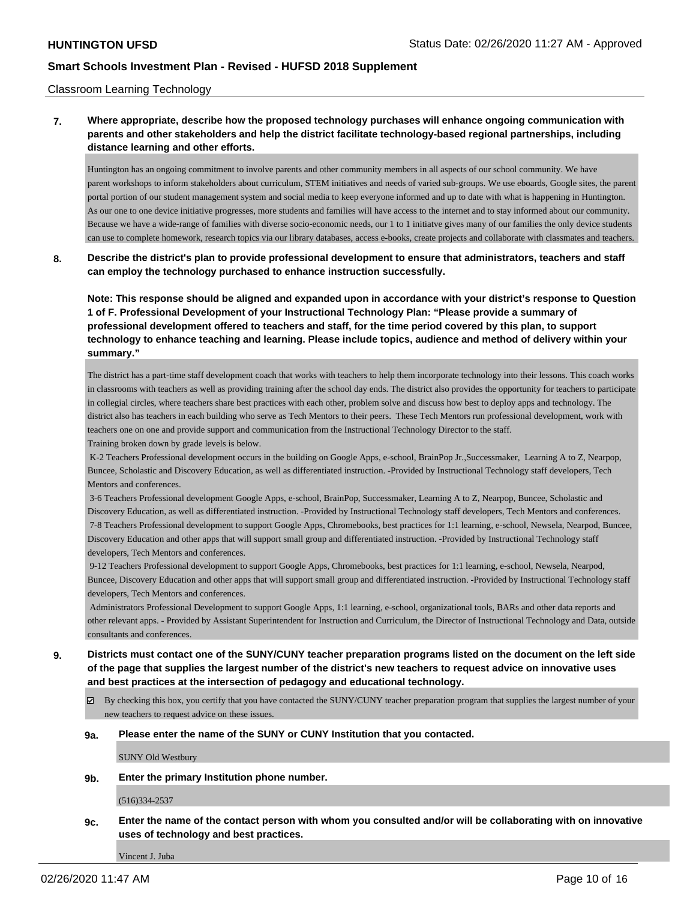Classroom Learning Technology

**7. Where appropriate, describe how the proposed technology purchases will enhance ongoing communication with parents and other stakeholders and help the district facilitate technology-based regional partnerships, including distance learning and other efforts.**

Huntington has an ongoing commitment to involve parents and other community members in all aspects of our school community. We have parent workshops to inform stakeholders about curriculum, STEM initiatives and needs of varied sub-groups. We use eboards, Google sites, the parent portal portion of our student management system and social media to keep everyone informed and up to date with what is happening in Huntington. As our one to one device initiative progresses, more students and families will have access to the internet and to stay informed about our community. Because we have a wide-range of families with diverse socio-economic needs, our 1 to 1 initiatve gives many of our families the only device students can use to complete homework, research topics via our library databases, access e-books, create projects and collaborate with classmates and teachers.

**8. Describe the district's plan to provide professional development to ensure that administrators, teachers and staff can employ the technology purchased to enhance instruction successfully.**

**Note: This response should be aligned and expanded upon in accordance with your district's response to Question 1 of F. Professional Development of your Instructional Technology Plan: "Please provide a summary of professional development offered to teachers and staff, for the time period covered by this plan, to support technology to enhance teaching and learning. Please include topics, audience and method of delivery within your summary."**

The district has a part-time staff development coach that works with teachers to help them incorporate technology into their lessons. This coach works in classrooms with teachers as well as providing training after the school day ends. The district also provides the opportunity for teachers to participate in collegial circles, where teachers share best practices with each other, problem solve and discuss how best to deploy apps and technology. The district also has teachers in each building who serve as Tech Mentors to their peers. These Tech Mentors run professional development, work with teachers one on one and provide support and communication from the Instructional Technology Director to the staff.
Training broken down by grade levels is below.

K-2 Teachers Professional development occurs in the building on Google Apps, e-school, BrainPop Jr.,Successmaker, Learning A to Z, Nearpop, Buncee, Scholastic and Discovery Education, as well as differentiated instruction. -Provided by Instructional Technology staff developers, Tech Mentors and conferences.

3-6 Teachers Professional development Google Apps, e-school, BrainPop, Successmaker, Learning A to Z, Nearpop, Buncee, Scholastic and Discovery Education, as well as differentiated instruction. -Provided by Instructional Technology staff developers, Tech Mentors and conferences.

7-8 Teachers Professional development to support Google Apps, Chromebooks, best practices for 1:1 learning, e-school, Newsela, Nearpod, Buncee, Discovery Education and other apps that will support small group and differentiated instruction. -Provided by Instructional Technology staff developers, Tech Mentors and conferences.

9-12 Teachers Professional development to support Google Apps, Chromebooks, best practices for 1:1 learning, e-school, Newsela, Nearpod, Buncee, Discovery Education and other apps that will support small group and differentiated instruction. -Provided by Instructional Technology staff developers, Tech Mentors and conferences.

Administrators Professional Development to support Google Apps, 1:1 learning, e-school, organizational tools, BARs and other data reports and other relevant apps. - Provided by Assistant Superintendent for Instruction and Curriculum, the Director of Instructional Technology and Data, outside consultants and conferences.

**9. Districts must contact one of the SUNY/CUNY teacher preparation programs listed on the document on the left side of the page that supplies the largest number of the district's new teachers to request advice on innovative uses and best practices at the intersection of pedagogy and educational technology.**

☑ By checking this box, you certify that you have contacted the SUNY/CUNY teacher preparation program that supplies the largest number of your new teachers to request advice on these issues.

**9a. Please enter the name of the SUNY or CUNY Institution that you contacted.**

SUNY Old Westbury

**9b. Enter the primary Institution phone number.**

(516)334-2537

**9c. Enter the name of the contact person with whom you consulted and/or will be collaborating with on innovative uses of technology and best practices.**

Vincent J. Juba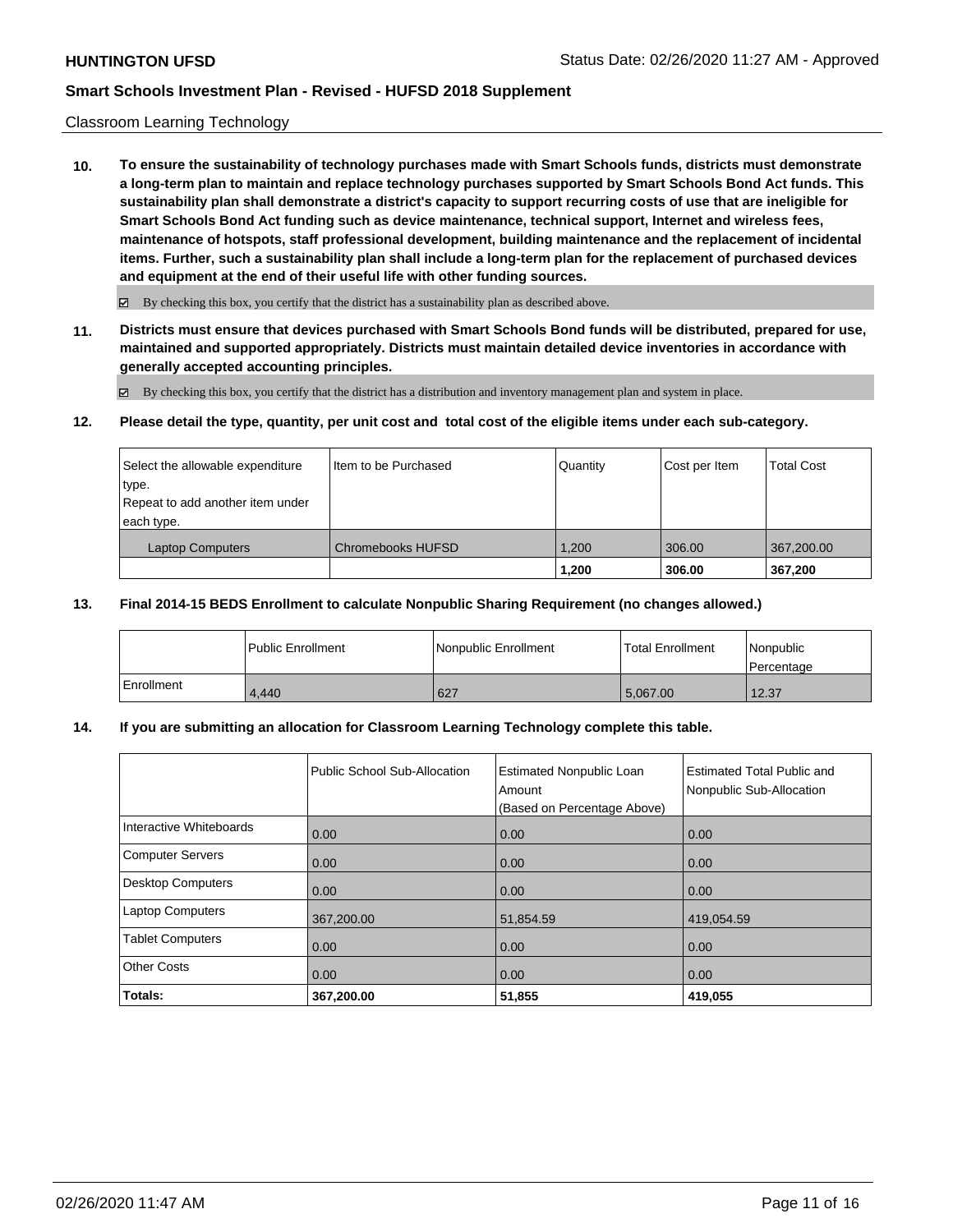Classroom Learning Technology

**10. To ensure the sustainability of technology purchases made with Smart Schools funds, districts must demonstrate a long-term plan to maintain and replace technology purchases supported by Smart Schools Bond Act funds. This sustainability plan shall demonstrate a district's capacity to support recurring costs of use that are ineligible for Smart Schools Bond Act funding such as device maintenance, technical support, Internet and wireless fees, maintenance of hotspots, staff professional development, building maintenance and the replacement of incidental items. Further, such a sustainability plan shall include a long-term plan for the replacement of purchased devices and equipment at the end of their useful life with other funding sources.**

☑ By checking this box, you certify that the district has a sustainability plan as described above.

**11. Districts must ensure that devices purchased with Smart Schools Bond funds will be distributed, prepared for use, maintained and supported appropriately. Districts must maintain detailed device inventories in accordance with generally accepted accounting principles.**

☑ By checking this box, you certify that the district has a distribution and inventory management plan and system in place.

**12. Please detail the type, quantity, per unit cost and total cost of the eligible items under each sub-category.**

| Select the allowable expenditure type. Repeat to add another item under each type. | Item to be Purchased | Quantity | Cost per Item | Total Cost |
|---|---|---|---|---|
| Laptop Computers | Chromebooks HUFSD | 1,200 | 306.00 | 367,200.00 |
| | | **1,200** | **306.00** | **367,200** |

**13. Final 2014-15 BEDS Enrollment to calculate Nonpublic Sharing Requirement (no changes allowed.)**

| | Public Enrollment | Nonpublic Enrollment | Total Enrollment | Nonpublic Percentage |
|---|---|---|---|---|
| Enrollment | 4,440 | 627 | 5,067.00 | 12.37 |

**14. If you are submitting an allocation for Classroom Learning Technology complete this table.**

| | Public School Sub-Allocation | Estimated Nonpublic Loan Amount (Based on Percentage Above) | Estimated Total Public and Nonpublic Sub-Allocation |
|---|---|---|---|
| Interactive Whiteboards | 0.00 | 0.00 | 0.00 |
| Computer Servers | 0.00 | 0.00 | 0.00 |
| Desktop Computers | 0.00 | 0.00 | 0.00 |
| Laptop Computers | 367,200.00 | 51,854.59 | 419,054.59 |
| Tablet Computers | 0.00 | 0.00 | 0.00 |
| Other Costs | 0.00 | 0.00 | 0.00 |
| **Totals:** | **367,200.00** | **51,855** | **419,055** |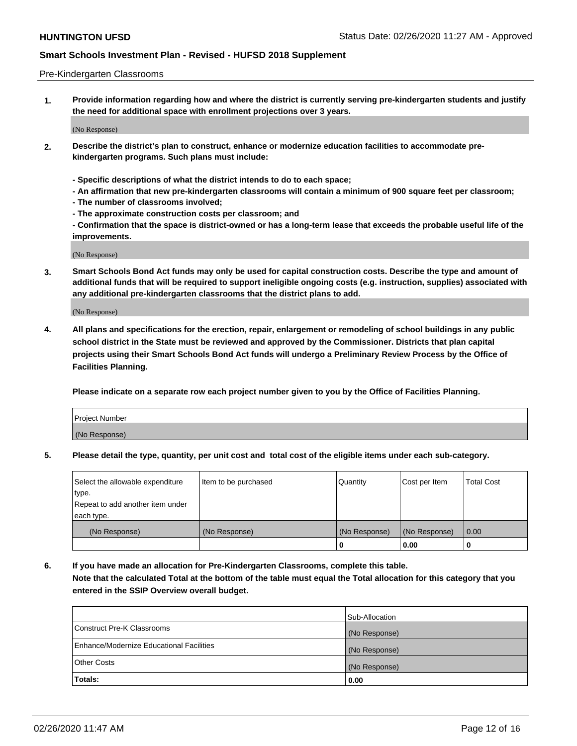Pre-Kindergarten Classrooms

**1. Provide information regarding how and where the district is currently serving pre-kindergarten students and justify the need for additional space with enrollment projections over 3 years.**

(No Response)

**2. Describe the district's plan to construct, enhance or modernize education facilities to accommodate pre-kindergarten programs. Such plans must include:**

**- Specific descriptions of what the district intends to do to each space;**
**- An affirmation that new pre-kindergarten classrooms will contain a minimum of 900 square feet per classroom;**
**- The number of classrooms involved;**
**- The approximate construction costs per classroom; and**
**- Confirmation that the space is district-owned or has a long-term lease that exceeds the probable useful life of the improvements.**

(No Response)

**3. Smart Schools Bond Act funds may only be used for capital construction costs. Describe the type and amount of additional funds that will be required to support ineligible ongoing costs (e.g. instruction, supplies) associated with any additional pre-kindergarten classrooms that the district plans to add.**

(No Response)

**4. All plans and specifications for the erection, repair, enlargement or remodeling of school buildings in any public school district in the State must be reviewed and approved by the Commissioner. Districts that plan capital projects using their Smart Schools Bond Act funds will undergo a Preliminary Review Process by the Office of Facilities Planning.**

**Please indicate on a separate row each project number given to you by the Office of Facilities Planning.**

| Project Number |
|---|
| (No Response) |

**5. Please detail the type, quantity, per unit cost and total cost of the eligible items under each sub-category.**

| Select the allowable expenditure type. Repeat to add another item under each type. | Item to be purchased | Quantity | Cost per Item | Total Cost |
|---|---|---|---|---|
| (No Response) | (No Response) | (No Response) | (No Response) | 0.00 |
| | | 0 | 0.00 | 0 |

**6. If you have made an allocation for Pre-Kindergarten Classrooms, complete this table.**
**Note that the calculated Total at the bottom of the table must equal the Total allocation for this category that you entered in the SSIP Overview overall budget.**

| | Sub-Allocation |
|---|---|
| Construct Pre-K Classrooms | (No Response) |
| Enhance/Modernize Educational Facilities | (No Response) |
| Other Costs | (No Response) |
| **Totals:** | **0.00** |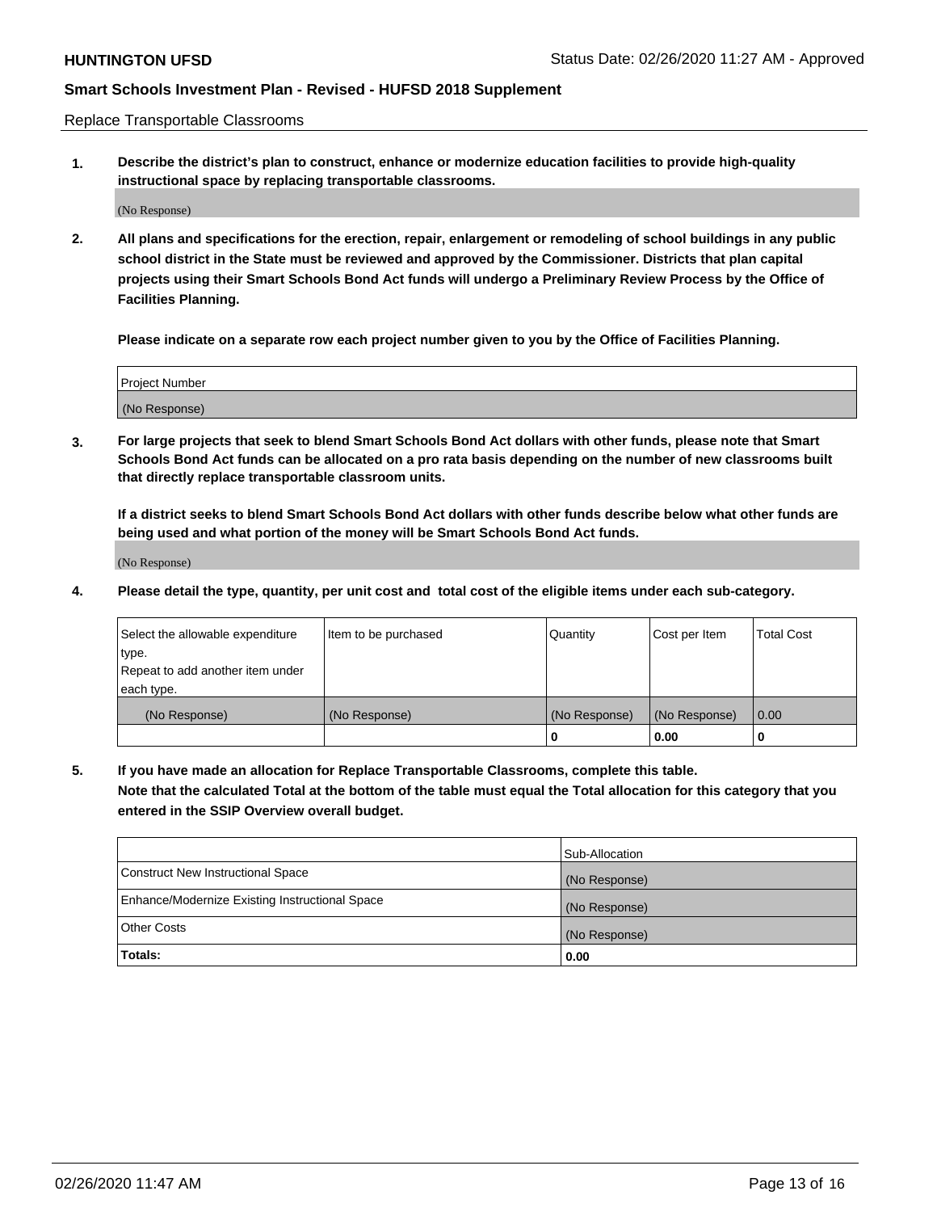Replace Transportable Classrooms

**1. Describe the district's plan to construct, enhance or modernize education facilities to provide high-quality instructional space by replacing transportable classrooms.**

(No Response)

**2. All plans and specifications for the erection, repair, enlargement or remodeling of school buildings in any public school district in the State must be reviewed and approved by the Commissioner. Districts that plan capital projects using their Smart Schools Bond Act funds will undergo a Preliminary Review Process by the Office of Facilities Planning.**

**Please indicate on a separate row each project number given to you by the Office of Facilities Planning.**

| Project Number |
| --- |
| (No Response) |

**3. For large projects that seek to blend Smart Schools Bond Act dollars with other funds, please note that Smart Schools Bond Act funds can be allocated on a pro rata basis depending on the number of new classrooms built that directly replace transportable classroom units.**

**If a district seeks to blend Smart Schools Bond Act dollars with other funds describe below what other funds are being used and what portion of the money will be Smart Schools Bond Act funds.**

(No Response)

**4. Please detail the type, quantity, per unit cost and total cost of the eligible items under each sub-category.**

| Select the allowable expenditure type. Repeat to add another item under each type. | Item to be purchased | Quantity | Cost per Item | Total Cost |
| --- | --- | --- | --- | --- |
| (No Response) | (No Response) | (No Response) | (No Response) | 0.00 |
| | | 0 | 0.00 | 0 |

**5. If you have made an allocation for Replace Transportable Classrooms, complete this table. Note that the calculated Total at the bottom of the table must equal the Total allocation for this category that you entered in the SSIP Overview overall budget.**

| | Sub-Allocation |
| --- | --- |
| Construct New Instructional Space | (No Response) |
| Enhance/Modernize Existing Instructional Space | (No Response) |
| Other Costs | (No Response) |
| **Totals:** | **0.00** |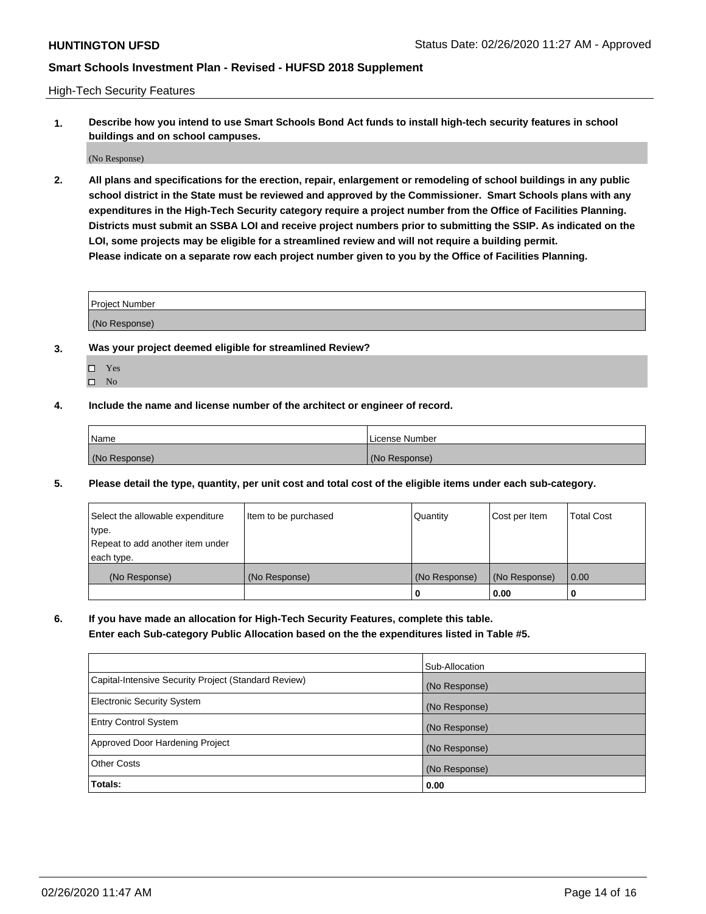High-Tech Security Features

**1. Describe how you intend to use Smart Schools Bond Act funds to install high-tech security features in school buildings and on school campuses.**

(No Response)

**2. All plans and specifications for the erection, repair, enlargement or remodeling of school buildings in any public school district in the State must be reviewed and approved by the Commissioner. Smart Schools plans with any expenditures in the High-Tech Security category require a project number from the Office of Facilities Planning. Districts must submit an SSBA LOI and receive project numbers prior to submitting the SSIP. As indicated on the LOI, some projects may be eligible for a streamlined review and will not require a building permit.**
**Please indicate on a separate row each project number given to you by the Office of Facilities Planning.**

| Project Number |
|---|
| (No Response) |

**3. Was your project deemed eligible for streamlined Review?**

- ☐ Yes
- ☐ No

**4. Include the name and license number of the architect or engineer of record.**

| Name | License Number |
|---|---|
| (No Response) | (No Response) |

**5. Please detail the type, quantity, per unit cost and total cost of the eligible items under each sub-category.**

| Select the allowable expenditure type. Repeat to add another item under each type. | Item to be purchased | Quantity | Cost per Item | Total Cost |
|---|---|---|---|---|
| (No Response) | (No Response) | (No Response) | (No Response) | 0.00 |
| | | 0 | 0.00 | 0 |

**6. If you have made an allocation for High-Tech Security Features, complete this table.**
**Enter each Sub-category Public Allocation based on the the expenditures listed in Table #5.**

| | Sub-Allocation |
|---|---|
| Capital-Intensive Security Project (Standard Review) | (No Response) |
| Electronic Security System | (No Response) |
| Entry Control System | (No Response) |
| Approved Door Hardening Project | (No Response) |
| Other Costs | (No Response) |
| **Totals:** | **0.00** |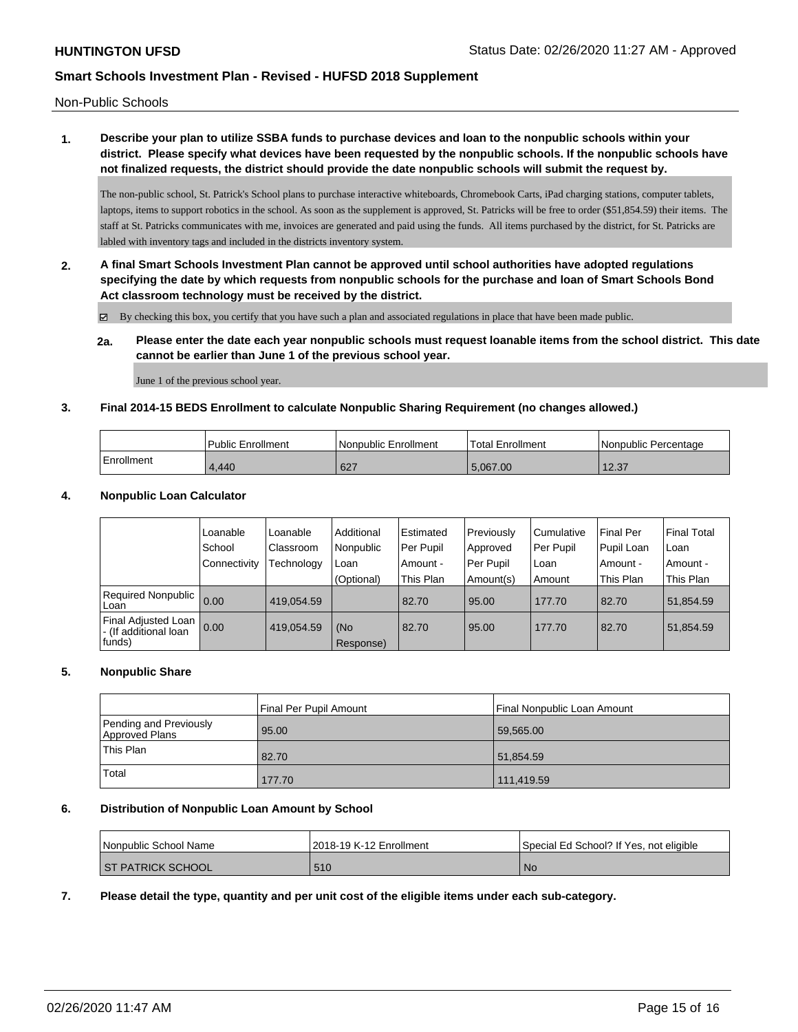Non-Public Schools

**1. Describe your plan to utilize SSBA funds to purchase devices and loan to the nonpublic schools within your district. Please specify what devices have been requested by the nonpublic schools. If the nonpublic schools have not finalized requests, the district should provide the date nonpublic schools will submit the request by.**

The non-public school, St. Patrick's School plans to purchase interactive whiteboards, Chromebook Carts, iPad charging stations, computer tablets, laptops, items to support robotics in the school. As soon as the supplement is approved, St. Patricks will be free to order ($51,854.59) their items. The staff at St. Patricks communicates with me, invoices are generated and paid using the funds. All items purchased by the district, for St. Patricks are labled with inventory tags and included in the districts inventory system.

**2. A final Smart Schools Investment Plan cannot be approved until school authorities have adopted regulations specifying the date by which requests from nonpublic schools for the purchase and loan of Smart Schools Bond Act classroom technology must be received by the district.**

☑ By checking this box, you certify that you have such a plan and associated regulations in place that have been made public.

**2a. Please enter the date each year nonpublic schools must request loanable items from the school district. This date cannot be earlier than June 1 of the previous school year.**

June 1 of the previous school year.

**3. Final 2014-15 BEDS Enrollment to calculate Nonpublic Sharing Requirement (no changes allowed.)**

| | Public Enrollment | Nonpublic Enrollment | Total Enrollment | Nonpublic Percentage |
|---|---|---|---|---|
| Enrollment | 4,440 | 627 | 5,067.00 | 12.37 |

**4. Nonpublic Loan Calculator**

| | Loanable School Connectivity | Loanable Classroom Technology | Additional Nonpublic Loan (Optional) | Estimated Per Pupil Amount - This Plan | Previously Approved Per Pupil Amount(s) | Cumulative Per Pupil Loan Amount | Final Per Pupil Loan Amount - This Plan | Final Total Loan Amount - This Plan |
|---|---|---|---|---|---|---|---|---|
| Required Nonpublic Loan | 0.00 | 419,054.59 | | 82.70 | 95.00 | 177.70 | 82.70 | 51,854.59 |
| Final Adjusted Loan - (If additional loan funds) | 0.00 | 419,054.59 | (No Response) | 82.70 | 95.00 | 177.70 | 82.70 | 51,854.59 |

**5. Nonpublic Share**

| | Final Per Pupil Amount | Final Nonpublic Loan Amount |
|---|---|---|
| Pending and Previously Approved Plans | 95.00 | 59,565.00 |
| This Plan | 82.70 | 51,854.59 |
| Total | 177.70 | 111,419.59 |

**6. Distribution of Nonpublic Loan Amount by School**

| Nonpublic School Name | 2018-19 K-12 Enrollment | Special Ed School? If Yes, not eligible |
|---|---|---|
| ST PATRICK SCHOOL | 510 | No |

**7. Please detail the type, quantity and per unit cost of the eligible items under each sub-category.**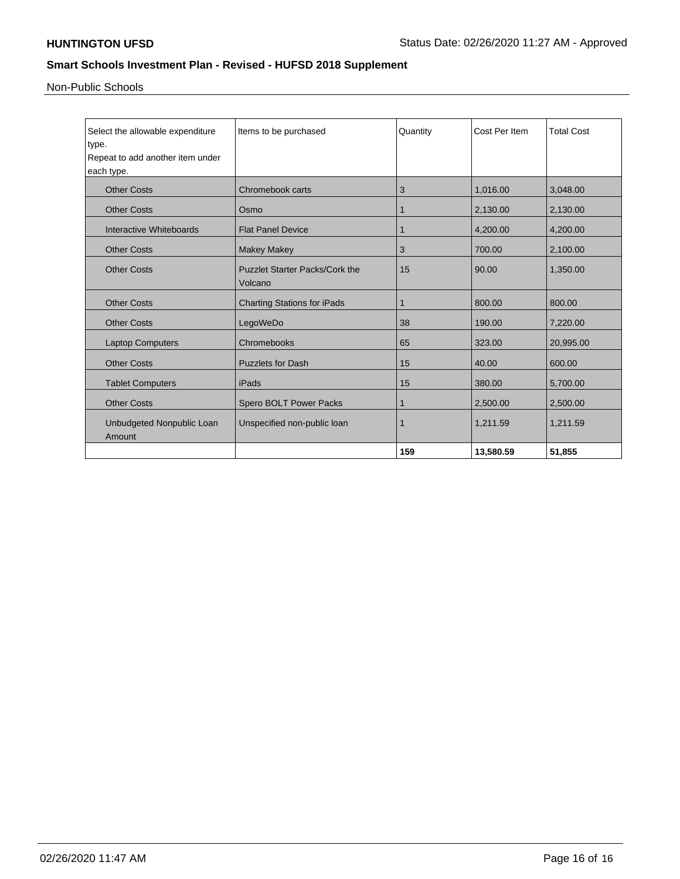Non-Public Schools

| Select the allowable expenditure type.<br>Repeat to add another item under each type. | Items to be purchased | Quantity | Cost Per Item | Total Cost |
|---|---|---|---|---|
| Other Costs | Chromebook carts | 3 | 1,016.00 | 3,048.00 |
| Other Costs | Osmo | 1 | 2,130.00 | 2,130.00 |
| Interactive Whiteboards | Flat Panel Device | 1 | 4,200.00 | 4,200.00 |
| Other Costs | Makey Makey | 3 | 700.00 | 2,100.00 |
| Other Costs | Puzzlet Starter Packs/Cork the Volcano | 15 | 90.00 | 1,350.00 |
| Other Costs | Charting Stations for iPads | 1 | 800.00 | 800.00 |
| Other Costs | LegoWeDo | 38 | 190.00 | 7,220.00 |
| Laptop Computers | Chromebooks | 65 | 323.00 | 20,995.00 |
| Other Costs | Puzzlets for Dash | 15 | 40.00 | 600.00 |
| Tablet Computers | iPads | 15 | 380.00 | 5,700.00 |
| Other Costs | Spero BOLT Power Packs | 1 | 2,500.00 | 2,500.00 |
| Unbudgeted Nonpublic Loan Amount | Unspecified non-public loan | 1 | 1,211.59 | 1,211.59 |
| | | **159** | **13,580.59** | **51,855** |